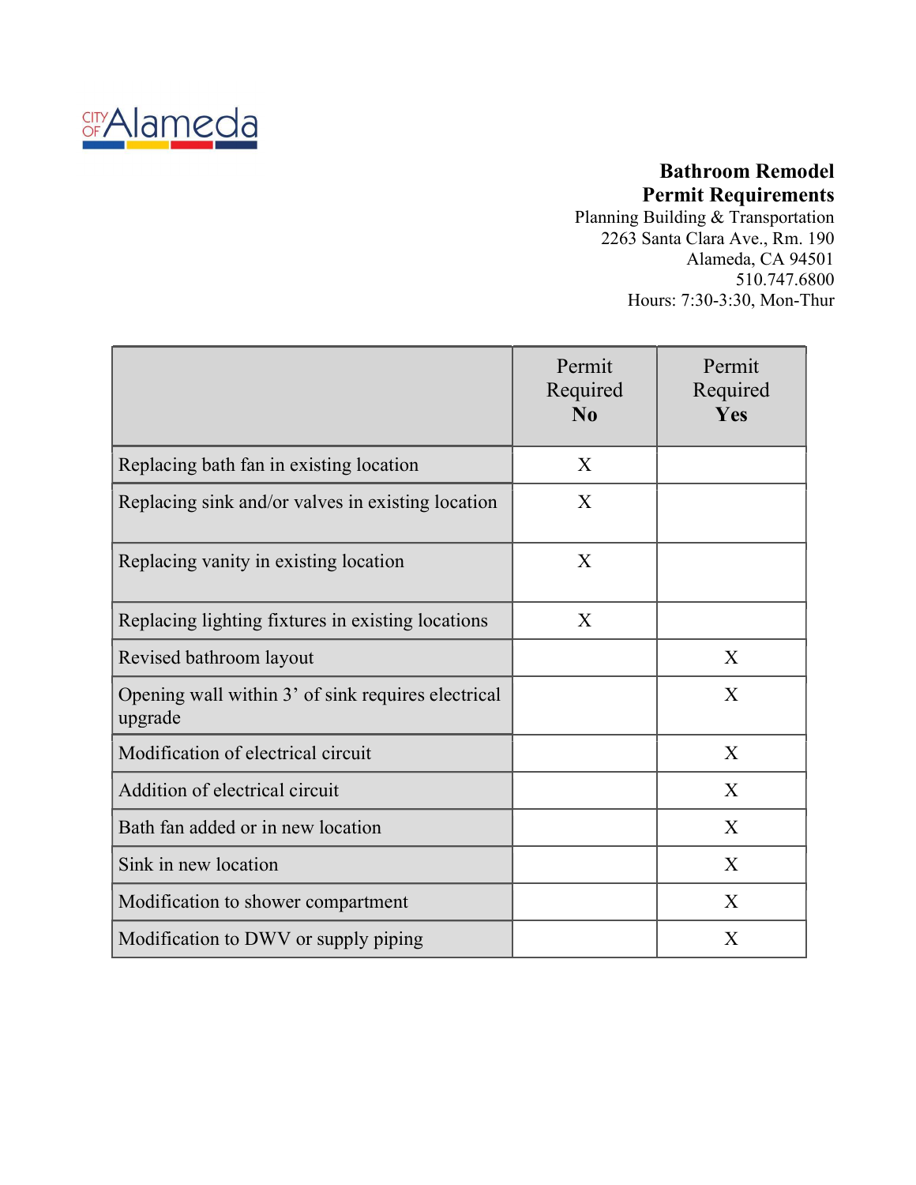CITY OF Alameda

**Bathroom Remodel**
**Permit Requirements**

Planning Building & Transportation
2263 Santa Clara Ave., Rm. 190
Alameda, CA 94501
510.747.6800
Hours: 7:30-3:30, Mon-Thur

| | Permit Required **No** | Permit Required **Yes** |
|---|---|---|
| Replacing bath fan in existing location | X | |
| Replacing sink and/or valves in existing location | X | |
| Replacing vanity in existing location | X | |
| Replacing lighting fixtures in existing locations | X | |
| Revised bathroom layout | | X |
| Opening wall within 3’ of sink requires electrical upgrade | | X |
| Modification of electrical circuit | | X |
| Addition of electrical circuit | | X |
| Bath fan added or in new location | | X |
| Sink in new location | | X |
| Modification to shower compartment | | X |
| Modification to DWV or supply piping | | X |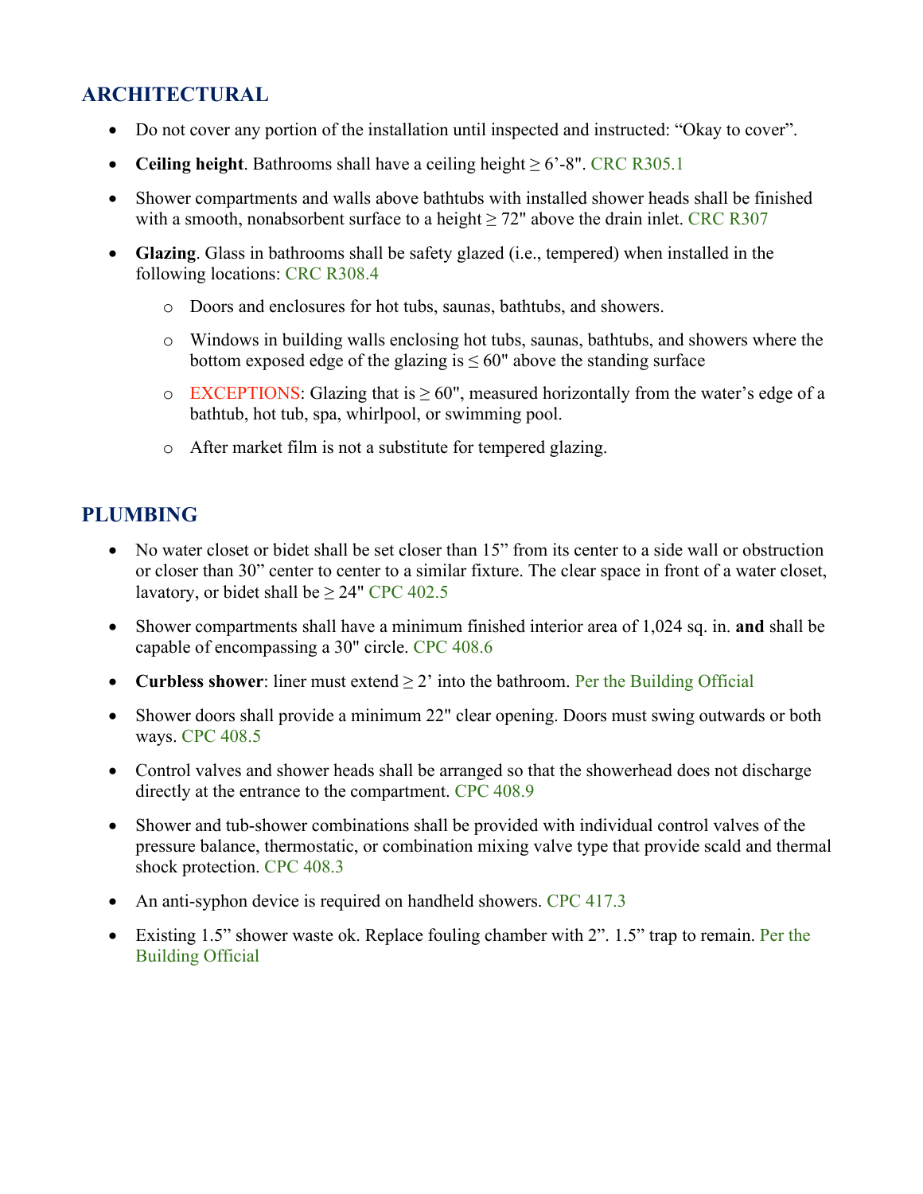## ARCHITECTURAL

- Do not cover any portion of the installation until inspected and instructed: "Okay to cover".
- **Ceiling height**. Bathrooms shall have a ceiling height ≥ 6'-8". CRC R305.1
- Shower compartments and walls above bathtubs with installed shower heads shall be finished with a smooth, nonabsorbent surface to a height ≥ 72" above the drain inlet. CRC R307
- **Glazing**. Glass in bathrooms shall be safety glazed (i.e., tempered) when installed in the following locations: CRC R308.4
  - Doors and enclosures for hot tubs, saunas, bathtubs, and showers.
  - Windows in building walls enclosing hot tubs, saunas, bathtubs, and showers where the bottom exposed edge of the glazing is ≤ 60" above the standing surface
  - EXCEPTIONS: Glazing that is ≥ 60", measured horizontally from the water's edge of a bathtub, hot tub, spa, whirlpool, or swimming pool.
  - After market film is not a substitute for tempered glazing.

## PLUMBING

- No water closet or bidet shall be set closer than 15" from its center to a side wall or obstruction or closer than 30" center to center to a similar fixture. The clear space in front of a water closet, lavatory, or bidet shall be ≥ 24" CPC 402.5
- Shower compartments shall have a minimum finished interior area of 1,024 sq. in. **and** shall be capable of encompassing a 30" circle. CPC 408.6
- **Curbless shower**: liner must extend ≥ 2' into the bathroom. Per the Building Official
- Shower doors shall provide a minimum 22" clear opening. Doors must swing outwards or both ways. CPC 408.5
- Control valves and shower heads shall be arranged so that the showerhead does not discharge directly at the entrance to the compartment. CPC 408.9
- Shower and tub-shower combinations shall be provided with individual control valves of the pressure balance, thermostatic, or combination mixing valve type that provide scald and thermal shock protection. CPC 408.3
- An anti-syphon device is required on handheld showers. CPC 417.3
- Existing 1.5" shower waste ok. Replace fouling chamber with 2". 1.5" trap to remain. Per the Building Official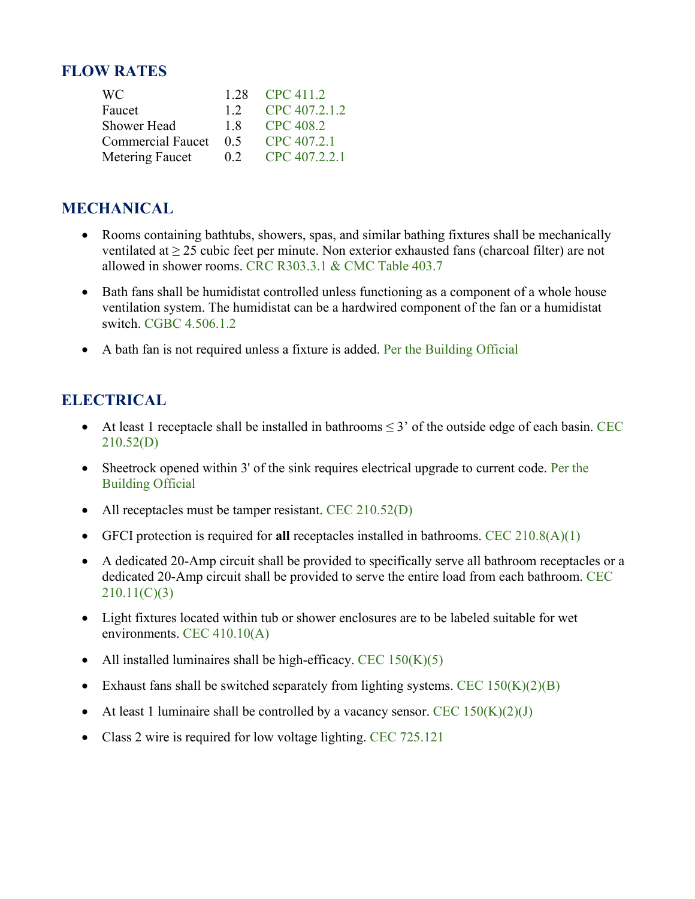## FLOW RATES

| | | |
|---|---|---|
| WC | 1.28 | CPC 411.2 |
| Faucet | 1.2 | CPC 407.2.1.2 |
| Shower Head | 1.8 | CPC 408.2 |
| Commercial Faucet | 0.5 | CPC 407.2.1 |
| Metering Faucet | 0.2 | CPC 407.2.2.1 |

## MECHANICAL

- Rooms containing bathtubs, showers, spas, and similar bathing fixtures shall be mechanically ventilated at ≥ 25 cubic feet per minute. Non exterior exhausted fans (charcoal filter) are not allowed in shower rooms. CRC R303.3.1 & CMC Table 403.7
- Bath fans shall be humidistat controlled unless functioning as a component of a whole house ventilation system. The humidistat can be a hardwired component of the fan or a humidistat switch. CGBC 4.506.1.2
- A bath fan is not required unless a fixture is added. Per the Building Official

## ELECTRICAL

- At least 1 receptacle shall be installed in bathrooms ≤ 3' of the outside edge of each basin. CEC 210.52(D)
- Sheetrock opened within 3' of the sink requires electrical upgrade to current code. Per the Building Official
- All receptacles must be tamper resistant. CEC 210.52(D)
- GFCI protection is required for **all** receptacles installed in bathrooms. CEC 210.8(A)(1)
- A dedicated 20-Amp circuit shall be provided to specifically serve all bathroom receptacles or a dedicated 20-Amp circuit shall be provided to serve the entire load from each bathroom. CEC 210.11(C)(3)
- Light fixtures located within tub or shower enclosures are to be labeled suitable for wet environments. CEC 410.10(A)
- All installed luminaires shall be high-efficacy. CEC 150(K)(5)
- Exhaust fans shall be switched separately from lighting systems. CEC 150(K)(2)(B)
- At least 1 luminaire shall be controlled by a vacancy sensor. CEC 150(K)(2)(J)
- Class 2 wire is required for low voltage lighting. CEC 725.121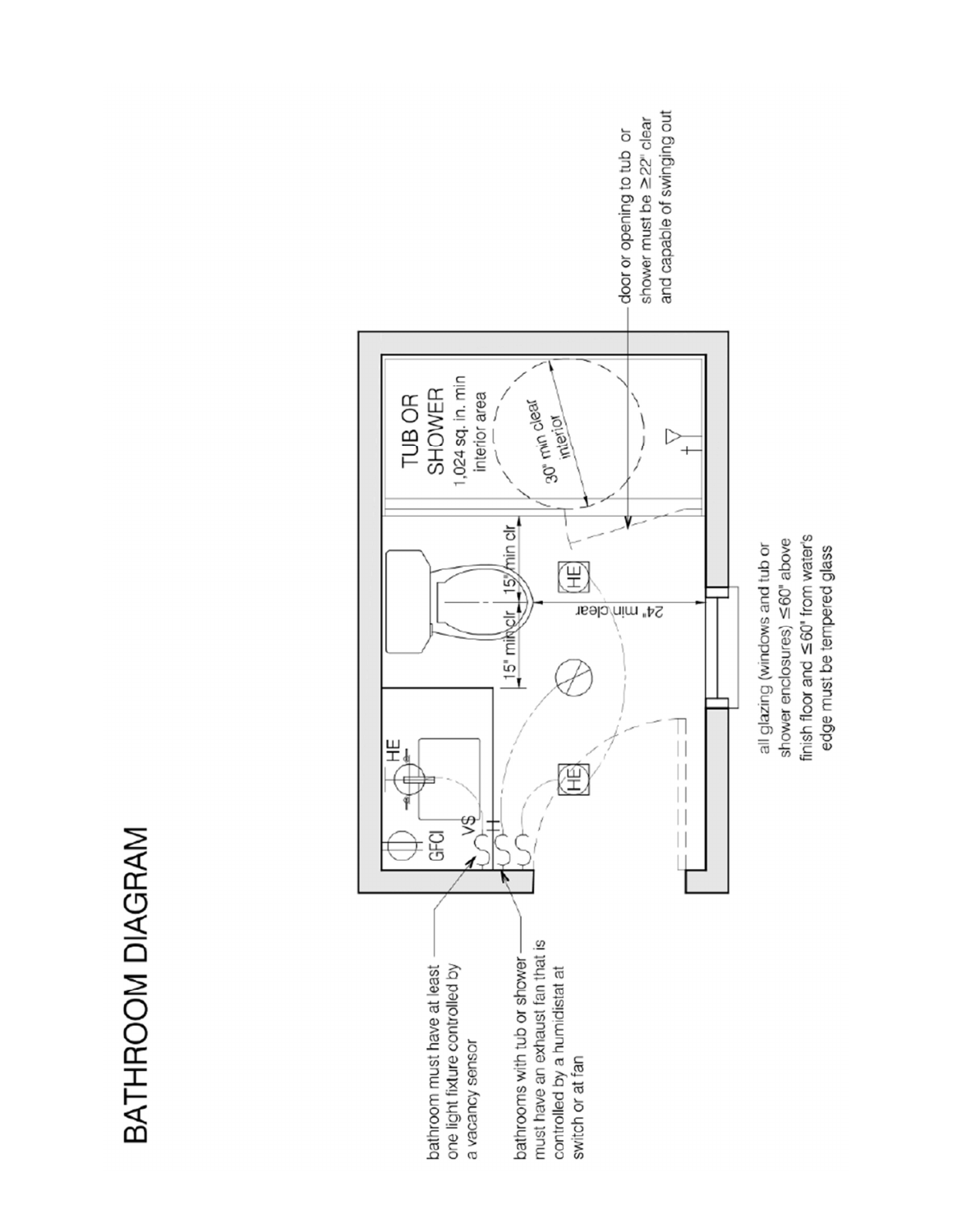# BATHROOM DIAGRAM

bathroom must have at least one light fixture controlled by a vacancy sensor

bathrooms with tub or shower must have an exhaust fan that is controlled by a humidistat at switch or at fan

GFCI

VS

H

HE

15" min clr

15" min clr

24" min clear

TUB OR SHOWER
1,024 sq. in. min interior area

30" min clear interior

door or opening to tub or shower must be ≥22" clear and capable of swinging out

all glazing (windows and tub or shower enclosures) ≤60" above finish floor and ≤60" from water's edge must be tempered glass